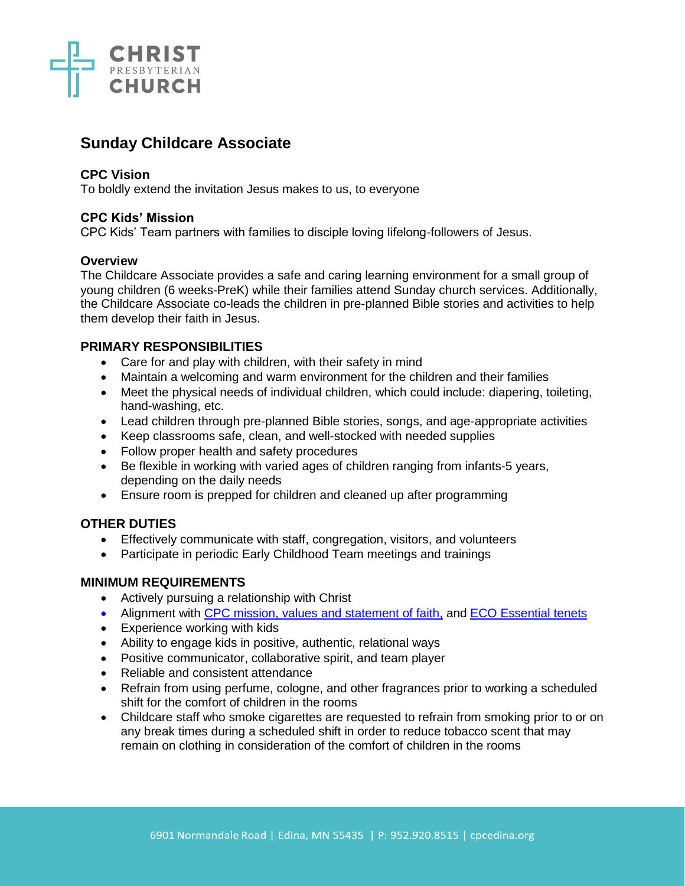# Sunday Childcare Associate

**CPC Vision**
To boldly extend the invitation Jesus makes to us, to everyone

**CPC Kids' Mission**
CPC Kids' Team partners with families to disciple loving lifelong-followers of Jesus.

**Overview**
The Childcare Associate provides a safe and caring learning environment for a small group of young children (6 weeks-PreK) while their families attend Sunday church services. Additionally, the Childcare Associate co-leads the children in pre-planned Bible stories and activities to help them develop their faith in Jesus.

## PRIMARY RESPONSIBILITIES

- Care for and play with children, with their safety in mind
- Maintain a welcoming and warm environment for the children and their families
- Meet the physical needs of individual children, which could include: diapering, toileting, hand-washing, etc.
- Lead children through pre-planned Bible stories, songs, and age-appropriate activities
- Keep classrooms safe, clean, and well-stocked with needed supplies
- Follow proper health and safety procedures
- Be flexible in working with varied ages of children ranging from infants-5 years, depending on the daily needs
- Ensure room is prepped for children and cleaned up after programming

## OTHER DUTIES

- Effectively communicate with staff, congregation, visitors, and volunteers
- Participate in periodic Early Childhood Team meetings and trainings

## MINIMUM REQUIREMENTS

- Actively pursuing a relationship with Christ
- Alignment with CPC mission, values and statement of faith, and ECO Essential tenets
- Experience working with kids
- Ability to engage kids in positive, authentic, relational ways
- Positive communicator, collaborative spirit, and team player
- Reliable and consistent attendance
- Refrain from using perfume, cologne, and other fragrances prior to working a scheduled shift for the comfort of children in the rooms
- Childcare staff who smoke cigarettes are requested to refrain from smoking prior to or on any break times during a scheduled shift in order to reduce tobacco scent that may remain on clothing in consideration of the comfort of children in the rooms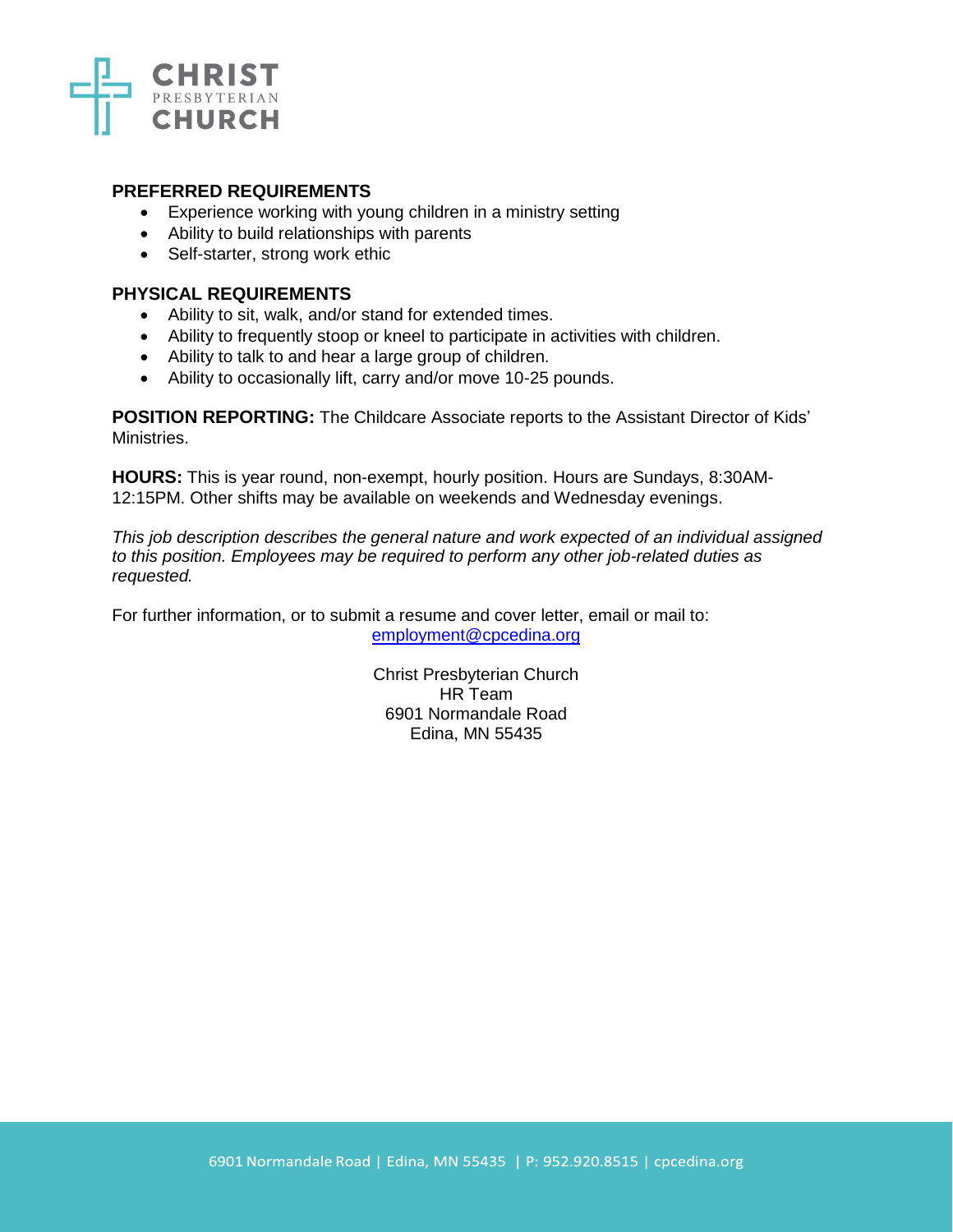## PREFERRED REQUIREMENTS

- Experience working with young children in a ministry setting
- Ability to build relationships with parents
- Self-starter, strong work ethic

## PHYSICAL REQUIREMENTS

- Ability to sit, walk, and/or stand for extended times.
- Ability to frequently stoop or kneel to participate in activities with children.
- Ability to talk to and hear a large group of children.
- Ability to occasionally lift, carry and/or move 10-25 pounds.

**POSITION REPORTING:** The Childcare Associate reports to the Assistant Director of Kids' Ministries.

**HOURS:** This is year round, non-exempt, hourly position. Hours are Sundays, 8:30AM-12:15PM. Other shifts may be available on weekends and Wednesday evenings.

*This job description describes the general nature and work expected of an individual assigned to this position. Employees may be required to perform any other job-related duties as requested.*

For further information, or to submit a resume and cover letter, email or mail to:
employment@cpcedina.org

Christ Presbyterian Church
HR Team
6901 Normandale Road
Edina, MN 55435